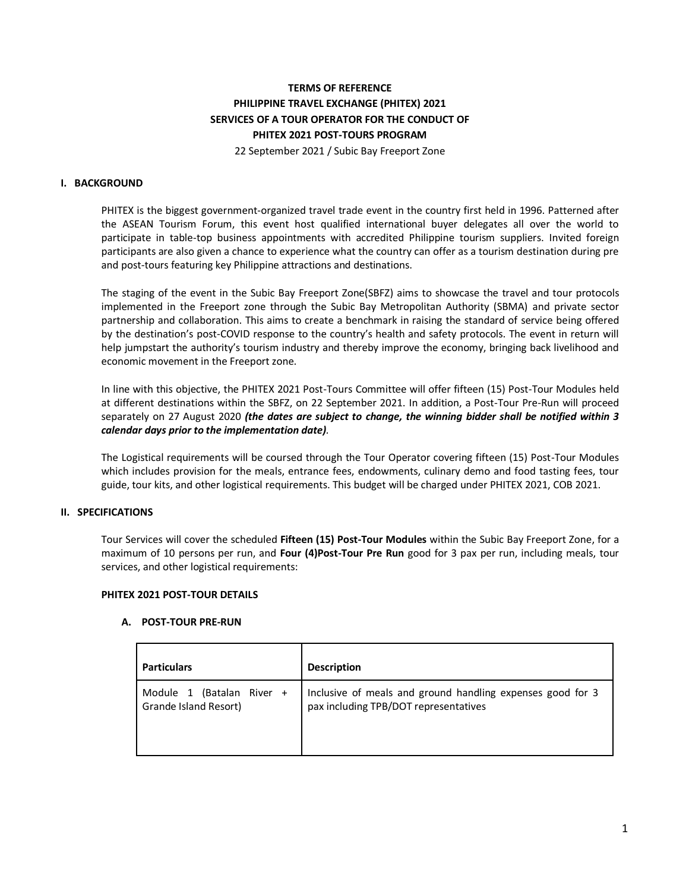**TERMS OF REFERENCE**
**PHILIPPINE TRAVEL EXCHANGE (PHITEX) 2021**
**SERVICES OF A TOUR OPERATOR FOR THE CONDUCT OF**
**PHITEX 2021 POST-TOURS PROGRAM**
22 September 2021 / Subic Bay Freeport Zone

## I. BACKGROUND

PHITEX is the biggest government-organized travel trade event in the country first held in 1996. Patterned after the ASEAN Tourism Forum, this event host qualified international buyer delegates all over the world to participate in table-top business appointments with accredited Philippine tourism suppliers. Invited foreign participants are also given a chance to experience what the country can offer as a tourism destination during pre and post-tours featuring key Philippine attractions and destinations.

The staging of the event in the Subic Bay Freeport Zone(SBFZ) aims to showcase the travel and tour protocols implemented in the Freeport zone through the Subic Bay Metropolitan Authority (SBMA) and private sector partnership and collaboration. This aims to create a benchmark in raising the standard of service being offered by the destination's post-COVID response to the country's health and safety protocols. The event in return will help jumpstart the authority's tourism industry and thereby improve the economy, bringing back livelihood and economic movement in the Freeport zone.

In line with this objective, the PHITEX 2021 Post-Tours Committee will offer fifteen (15) Post-Tour Modules held at different destinations within the SBFZ, on 22 September 2021. In addition, a Post-Tour Pre-Run will proceed separately on 27 August 2020 ***(the dates are subject to change, the winning bidder shall be notified within 3 calendar days prior to the implementation date)***.

The Logistical requirements will be coursed through the Tour Operator covering fifteen (15) Post-Tour Modules which includes provision for the meals, entrance fees, endowments, culinary demo and food tasting fees, tour guide, tour kits, and other logistical requirements. This budget will be charged under PHITEX 2021, COB 2021.

## II. SPECIFICATIONS

Tour Services will cover the scheduled **Fifteen (15) Post-Tour Modules** within the Subic Bay Freeport Zone, for a maximum of 10 persons per run, and **Four (4)Post-Tour Pre Run** good for 3 pax per run, including meals, tour services, and other logistical requirements:

**PHITEX 2021 POST-TOUR DETAILS**

### A. POST-TOUR PRE-RUN

| Particulars | Description |
|---|---|
| Module 1 (Batalan River + Grande Island Resort) | Inclusive of meals and ground handling expenses good for 3 pax including TPB/DOT representatives |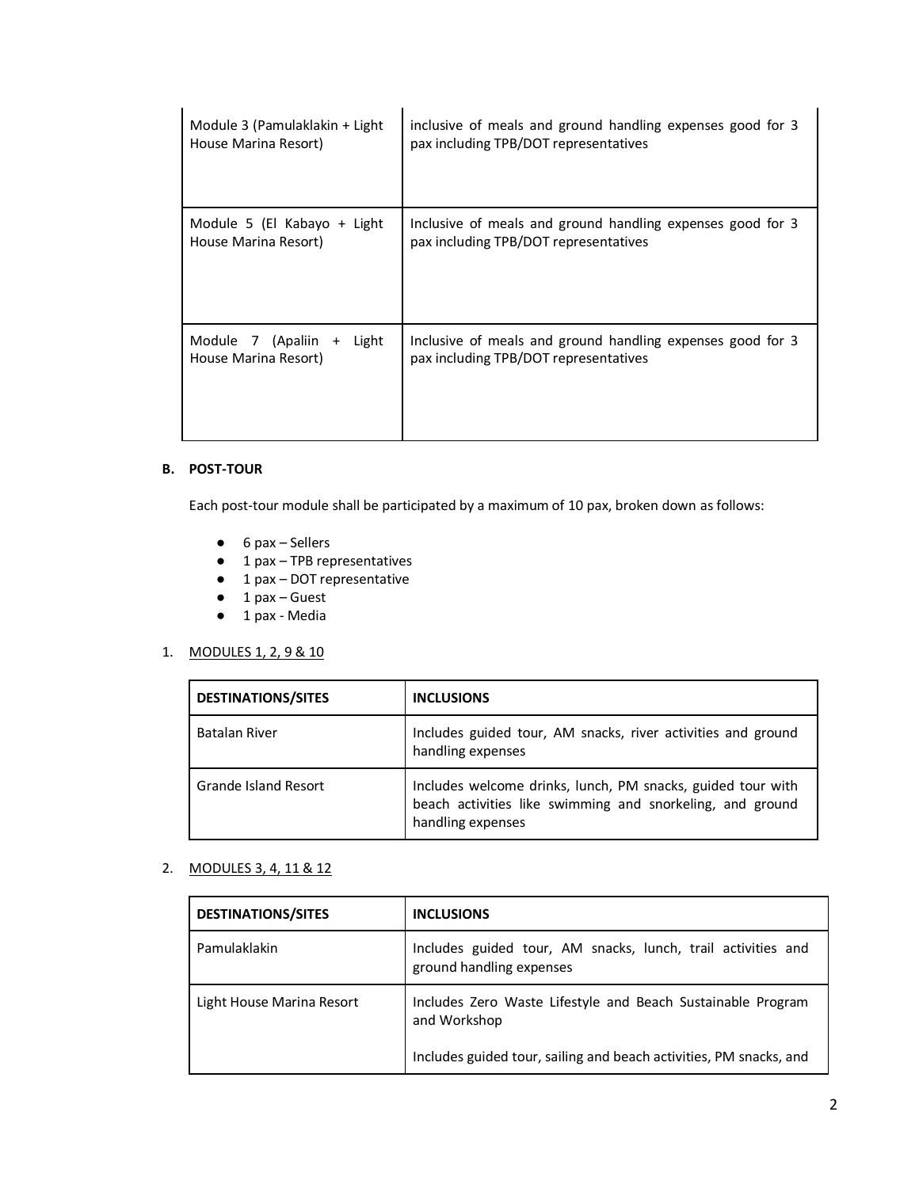| | |
|---|---|
| Module 3 (Pamulaklakin + Light House Marina Resort) | inclusive of meals and ground handling expenses good for 3 pax including TPB/DOT representatives |
| Module 5 (El Kabayo + Light House Marina Resort) | Inclusive of meals and ground handling expenses good for 3 pax including TPB/DOT representatives |
| Module 7 (Apaliin + Light House Marina Resort) | Inclusive of meals and ground handling expenses good for 3 pax including TPB/DOT representatives |

**B. POST-TOUR**

Each post-tour module shall be participated by a maximum of 10 pax, broken down as follows:

- 6 pax – Sellers
- 1 pax – TPB representatives
- 1 pax – DOT representative
- 1 pax – Guest
- 1 pax - Media

1. MODULES 1, 2, 9 & 10

| DESTINATIONS/SITES | INCLUSIONS |
|---|---|
| Batalan River | Includes guided tour, AM snacks, river activities and ground handling expenses |
| Grande Island Resort | Includes welcome drinks, lunch, PM snacks, guided tour with beach activities like swimming and snorkeling, and ground handling expenses |

2. MODULES 3, 4, 11 & 12

| DESTINATIONS/SITES | INCLUSIONS |
|---|---|
| Pamulaklakin | Includes guided tour, AM snacks, lunch, trail activities and ground handling expenses |
| Light House Marina Resort | Includes Zero Waste Lifestyle and Beach Sustainable Program and Workshop<br><br>Includes guided tour, sailing and beach activities, PM snacks, and |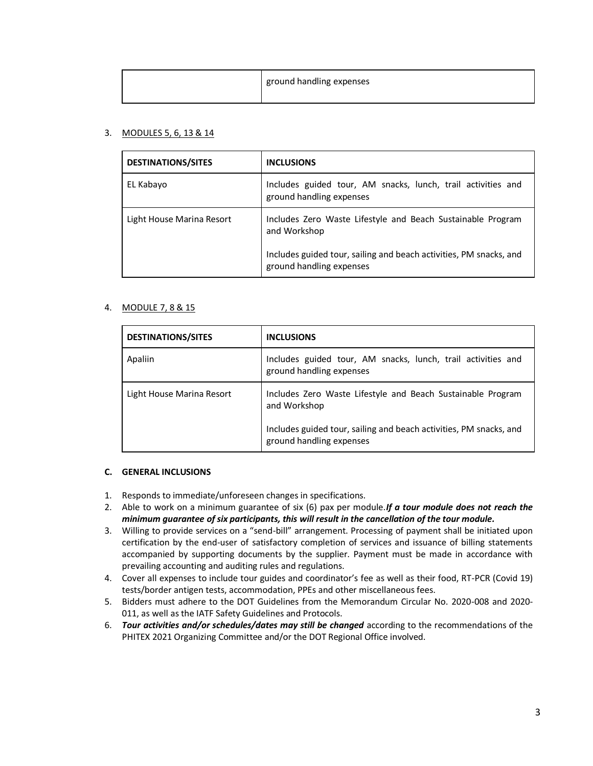| | ground handling expenses |
|---|---|

3. MODULES 5, 6, 13 & 14

| DESTINATIONS/SITES | INCLUSIONS |
|---|---|
| EL Kabayo | Includes guided tour, AM snacks, lunch, trail activities and ground handling expenses |
| Light House Marina Resort | Includes Zero Waste Lifestyle and Beach Sustainable Program and Workshop<br><br>Includes guided tour, sailing and beach activities, PM snacks, and ground handling expenses |

4. MODULE 7, 8 & 15

| DESTINATIONS/SITES | INCLUSIONS |
|---|---|
| Apaliin | Includes guided tour, AM snacks, lunch, trail activities and ground handling expenses |
| Light House Marina Resort | Includes Zero Waste Lifestyle and Beach Sustainable Program and Workshop<br><br>Includes guided tour, sailing and beach activities, PM snacks, and ground handling expenses |

### C. GENERAL INCLUSIONS

1. Responds to immediate/unforeseen changes in specifications.
2. Able to work on a minimum guarantee of six (6) pax per module.***If a tour module does not reach the minimum guarantee of six participants, this will result in the cancellation of the tour module.***
3. Willing to provide services on a "send-bill" arrangement. Processing of payment shall be initiated upon certification by the end-user of satisfactory completion of services and issuance of billing statements accompanied by supporting documents by the supplier. Payment must be made in accordance with prevailing accounting and auditing rules and regulations.
4. Cover all expenses to include tour guides and coordinator's fee as well as their food, RT-PCR (Covid 19) tests/border antigen tests, accommodation, PPEs and other miscellaneous fees.
5. Bidders must adhere to the DOT Guidelines from the Memorandum Circular No. 2020-008 and 2020-011, as well as the IATF Safety Guidelines and Protocols.
6. ***Tour activities and/or schedules/dates may still be changed*** according to the recommendations of the PHITEX 2021 Organizing Committee and/or the DOT Regional Office involved.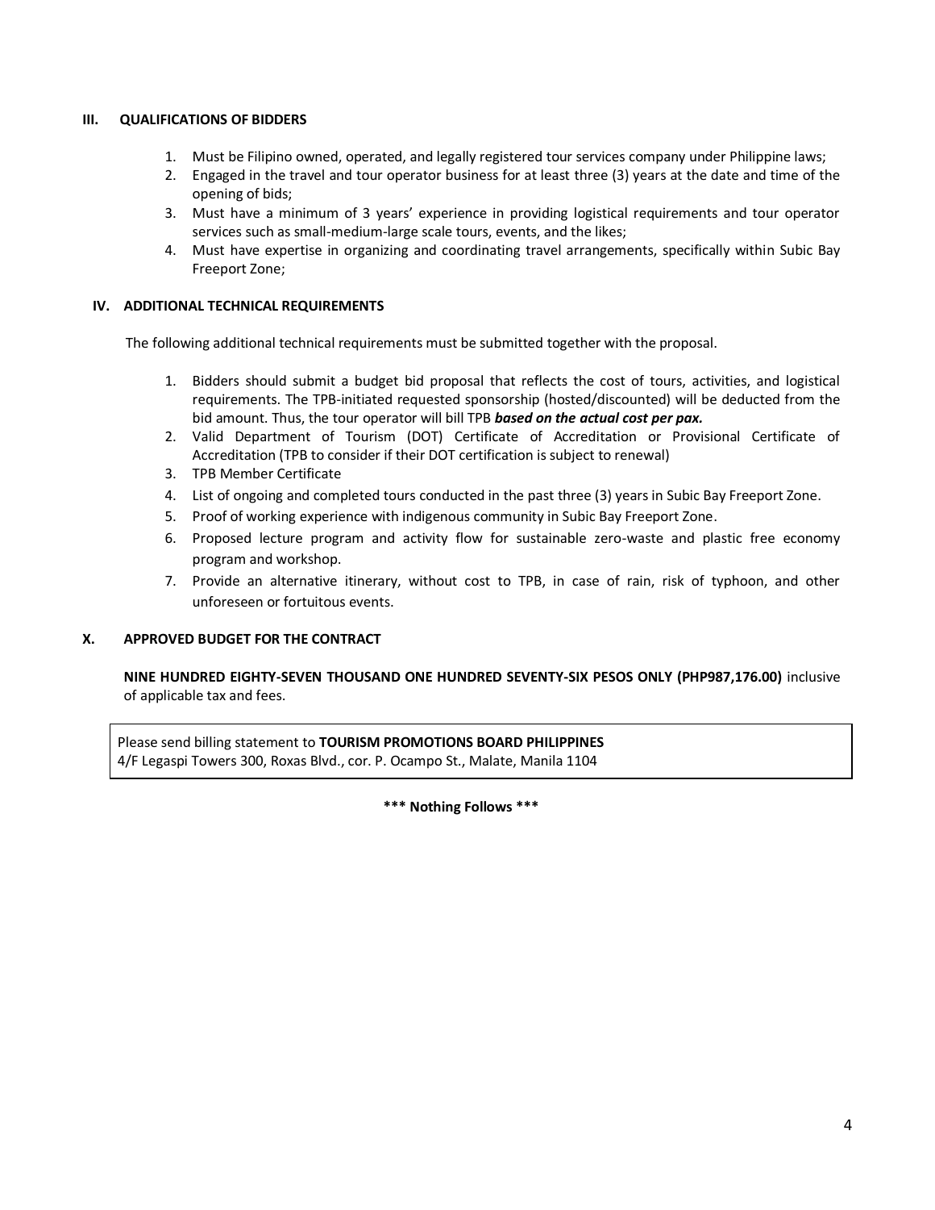## III. QUALIFICATIONS OF BIDDERS

1. Must be Filipino owned, operated, and legally registered tour services company under Philippine laws;
2. Engaged in the travel and tour operator business for at least three (3) years at the date and time of the opening of bids;
3. Must have a minimum of 3 years' experience in providing logistical requirements and tour operator services such as small-medium-large scale tours, events, and the likes;
4. Must have expertise in organizing and coordinating travel arrangements, specifically within Subic Bay Freeport Zone;

## IV. ADDITIONAL TECHNICAL REQUIREMENTS

The following additional technical requirements must be submitted together with the proposal.

1. Bidders should submit a budget bid proposal that reflects the cost of tours, activities, and logistical requirements. The TPB-initiated requested sponsorship (hosted/discounted) will be deducted from the bid amount. Thus, the tour operator will bill TPB ***based on the actual cost per pax.***
2. Valid Department of Tourism (DOT) Certificate of Accreditation or Provisional Certificate of Accreditation (TPB to consider if their DOT certification is subject to renewal)
3. TPB Member Certificate
4. List of ongoing and completed tours conducted in the past three (3) years in Subic Bay Freeport Zone.
5. Proof of working experience with indigenous community in Subic Bay Freeport Zone.
6. Proposed lecture program and activity flow for sustainable zero-waste and plastic free economy program and workshop.
7. Provide an alternative itinerary, without cost to TPB, in case of rain, risk of typhoon, and other unforeseen or fortuitous events.

## X. APPROVED BUDGET FOR THE CONTRACT

**NINE HUNDRED EIGHTY-SEVEN THOUSAND ONE HUNDRED SEVENTY-SIX PESOS ONLY (PHP987,176.00)** inclusive of applicable tax and fees.

Please send billing statement to **TOURISM PROMOTIONS BOARD PHILIPPINES**
4/F Legaspi Towers 300, Roxas Blvd., cor. P. Ocampo St., Malate, Manila 1104

**\*\*\* Nothing Follows \*\*\***